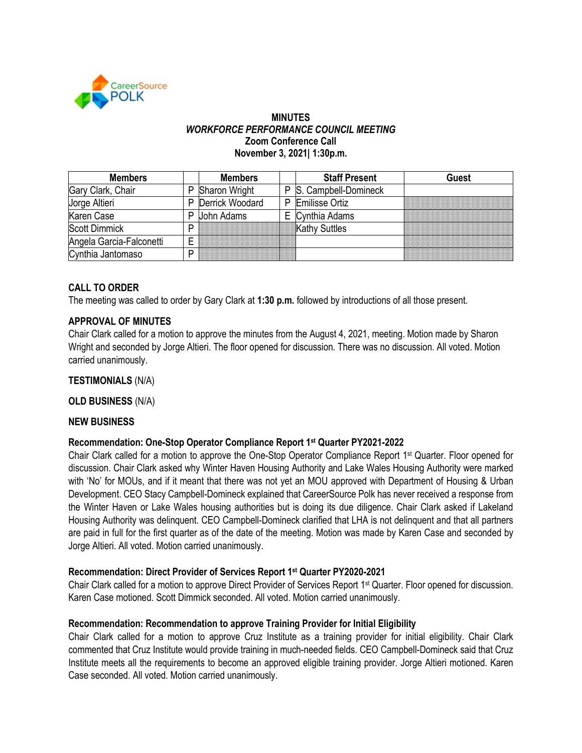CareerSource POLK

**MINUTES**
***WORKFORCE PERFORMANCE COUNCIL MEETING***
**Zoom Conference Call**
**November 3, 2021| 1:30p.m.**

| Members | | Members | | Staff Present | Guest |
|---|---|---|---|---|---|
| Gary Clark, Chair | P | Sharon Wright | P | S. Campbell-Domineck | |
| Jorge Altieri | P | Derrick Woodard | P | Emilisse Ortiz | |
| Karen Case | P | John Adams | E | Cynthia Adams | |
| Scott Dimmick | P | | | Kathy Suttles | |
| Angela Garcia-Falconetti | E | | | | |
| Cynthia Jantomaso | P | | | | |

**CALL TO ORDER**

The meeting was called to order by Gary Clark at **1:30 p.m.** followed by introductions of all those present.

**APPROVAL OF MINUTES**

Chair Clark called for a motion to approve the minutes from the August 4, 2021, meeting. Motion made by Sharon Wright and seconded by Jorge Altieri. The floor opened for discussion. There was no discussion. All voted. Motion carried unanimously.

**TESTIMONIALS** (N/A)

**OLD BUSINESS** (N/A)

**NEW BUSINESS**

**Recommendation: One-Stop Operator Compliance Report 1st Quarter PY2021-2022**

Chair Clark called for a motion to approve the One-Stop Operator Compliance Report 1st Quarter. Floor opened for discussion. Chair Clark asked why Winter Haven Housing Authority and Lake Wales Housing Authority were marked with 'No' for MOUs, and if it meant that there was not yet an MOU approved with Department of Housing & Urban Development. CEO Stacy Campbell-Domineck explained that CareerSource Polk has never received a response from the Winter Haven or Lake Wales housing authorities but is doing its due diligence. Chair Clark asked if Lakeland Housing Authority was delinquent. CEO Campbell-Domineck clarified that LHA is not delinquent and that all partners are paid in full for the first quarter as of the date of the meeting. Motion was made by Karen Case and seconded by Jorge Altieri. All voted. Motion carried unanimously.

**Recommendation: Direct Provider of Services Report 1st Quarter PY2020-2021**

Chair Clark called for a motion to approve Direct Provider of Services Report 1st Quarter. Floor opened for discussion. Karen Case motioned. Scott Dimmick seconded. All voted. Motion carried unanimously.

**Recommendation: Recommendation to approve Training Provider for Initial Eligibility**

Chair Clark called for a motion to approve Cruz Institute as a training provider for initial eligibility. Chair Clark commented that Cruz Institute would provide training in much-needed fields. CEO Campbell-Domineck said that Cruz Institute meets all the requirements to become an approved eligible training provider. Jorge Altieri motioned. Karen Case seconded. All voted. Motion carried unanimously.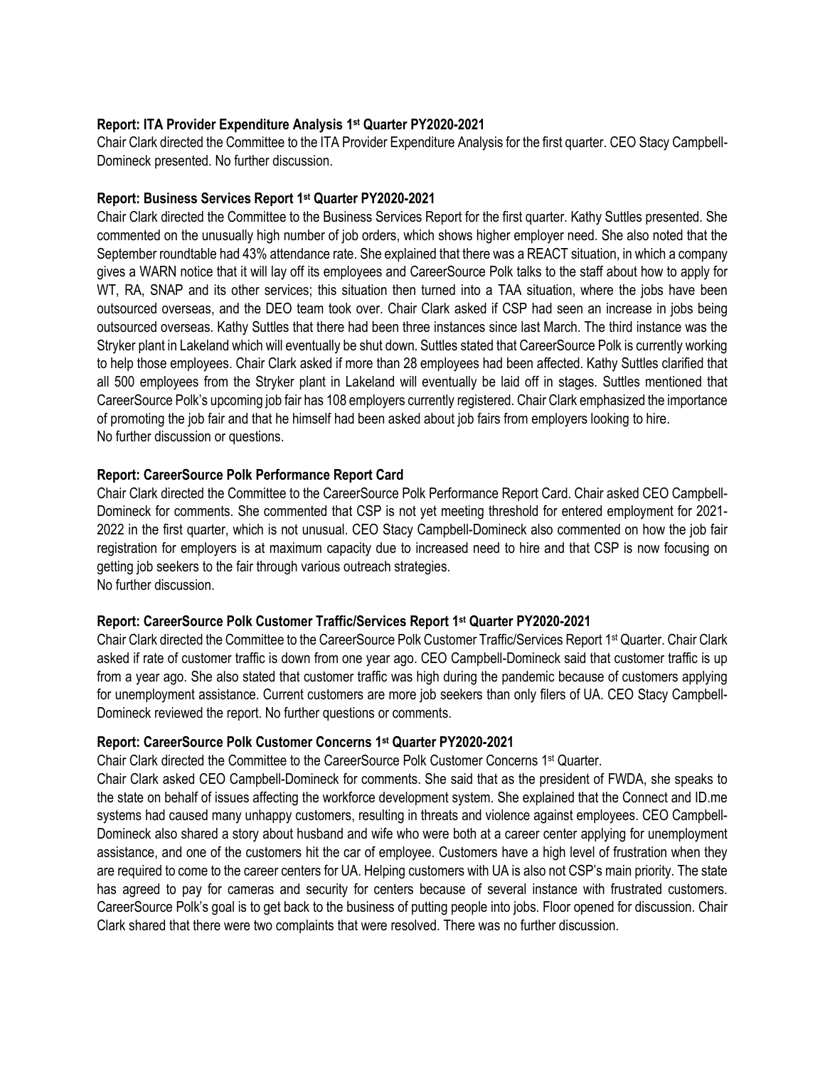**Report: ITA Provider Expenditure Analysis 1st Quarter PY2020-2021**

Chair Clark directed the Committee to the ITA Provider Expenditure Analysis for the first quarter. CEO Stacy Campbell-Domineck presented. No further discussion.

**Report: Business Services Report 1st Quarter PY2020-2021**

Chair Clark directed the Committee to the Business Services Report for the first quarter. Kathy Suttles presented. She commented on the unusually high number of job orders, which shows higher employer need. She also noted that the September roundtable had 43% attendance rate. She explained that there was a REACT situation, in which a company gives a WARN notice that it will lay off its employees and CareerSource Polk talks to the staff about how to apply for WT, RA, SNAP and its other services; this situation then turned into a TAA situation, where the jobs have been outsourced overseas, and the DEO team took over. Chair Clark asked if CSP had seen an increase in jobs being outsourced overseas. Kathy Suttles that there had been three instances since last March. The third instance was the Stryker plant in Lakeland which will eventually be shut down. Suttles stated that CareerSource Polk is currently working to help those employees. Chair Clark asked if more than 28 employees had been affected. Kathy Suttles clarified that all 500 employees from the Stryker plant in Lakeland will eventually be laid off in stages. Suttles mentioned that CareerSource Polk's upcoming job fair has 108 employers currently registered. Chair Clark emphasized the importance of promoting the job fair and that he himself had been asked about job fairs from employers looking to hire.
No further discussion or questions.

**Report: CareerSource Polk Performance Report Card**

Chair Clark directed the Committee to the CareerSource Polk Performance Report Card. Chair asked CEO Campbell-Domineck for comments. She commented that CSP is not yet meeting threshold for entered employment for 2021-2022 in the first quarter, which is not unusual. CEO Stacy Campbell-Domineck also commented on how the job fair registration for employers is at maximum capacity due to increased need to hire and that CSP is now focusing on getting job seekers to the fair through various outreach strategies.
No further discussion.

**Report: CareerSource Polk Customer Traffic/Services Report 1st Quarter PY2020-2021**

Chair Clark directed the Committee to the CareerSource Polk Customer Traffic/Services Report 1st Quarter. Chair Clark asked if rate of customer traffic is down from one year ago. CEO Campbell-Domineck said that customer traffic is up from a year ago. She also stated that customer traffic was high during the pandemic because of customers applying for unemployment assistance. Current customers are more job seekers than only filers of UA. CEO Stacy Campbell-Domineck reviewed the report. No further questions or comments.

**Report: CareerSource Polk Customer Concerns 1st Quarter PY2020-2021**

Chair Clark directed the Committee to the CareerSource Polk Customer Concerns 1st Quarter.

Chair Clark asked CEO Campbell-Domineck for comments. She said that as the president of FWDA, she speaks to the state on behalf of issues affecting the workforce development system. She explained that the Connect and ID.me systems had caused many unhappy customers, resulting in threats and violence against employees. CEO Campbell-Domineck also shared a story about husband and wife who were both at a career center applying for unemployment assistance, and one of the customers hit the car of employee. Customers have a high level of frustration when they are required to come to the career centers for UA. Helping customers with UA is also not CSP's main priority. The state has agreed to pay for cameras and security for centers because of several instance with frustrated customers. CareerSource Polk's goal is to get back to the business of putting people into jobs. Floor opened for discussion. Chair Clark shared that there were two complaints that were resolved. There was no further discussion.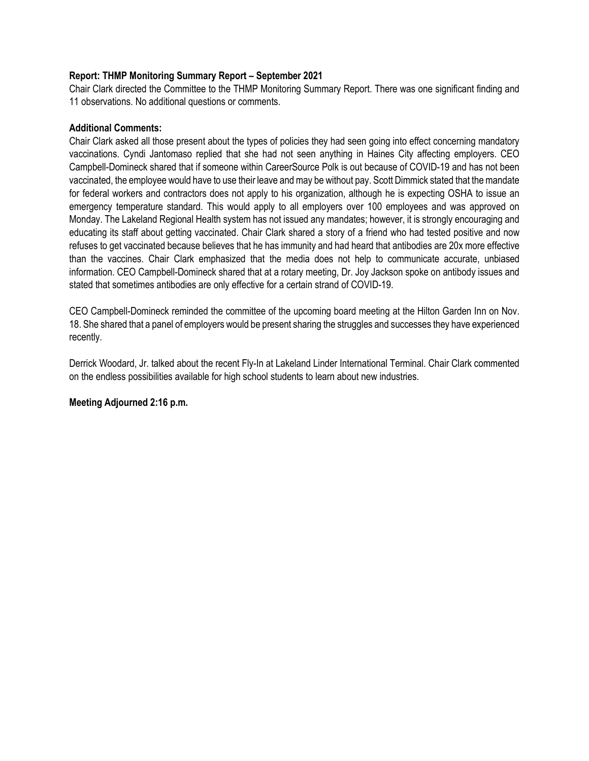**Report: THMP Monitoring Summary Report – September 2021**

Chair Clark directed the Committee to the THMP Monitoring Summary Report. There was one significant finding and 11 observations. No additional questions or comments.

**Additional Comments:**

Chair Clark asked all those present about the types of policies they had seen going into effect concerning mandatory vaccinations. Cyndi Jantomaso replied that she had not seen anything in Haines City affecting employers. CEO Campbell-Domineck shared that if someone within CareerSource Polk is out because of COVID-19 and has not been vaccinated, the employee would have to use their leave and may be without pay. Scott Dimmick stated that the mandate for federal workers and contractors does not apply to his organization, although he is expecting OSHA to issue an emergency temperature standard. This would apply to all employers over 100 employees and was approved on Monday. The Lakeland Regional Health system has not issued any mandates; however, it is strongly encouraging and educating its staff about getting vaccinated. Chair Clark shared a story of a friend who had tested positive and now refuses to get vaccinated because believes that he has immunity and had heard that antibodies are 20x more effective than the vaccines. Chair Clark emphasized that the media does not help to communicate accurate, unbiased information. CEO Campbell-Domineck shared that at a rotary meeting, Dr. Joy Jackson spoke on antibody issues and stated that sometimes antibodies are only effective for a certain strand of COVID-19.

CEO Campbell-Domineck reminded the committee of the upcoming board meeting at the Hilton Garden Inn on Nov. 18. She shared that a panel of employers would be present sharing the struggles and successes they have experienced recently.

Derrick Woodard, Jr. talked about the recent Fly-In at Lakeland Linder International Terminal. Chair Clark commented on the endless possibilities available for high school students to learn about new industries.

**Meeting Adjourned 2:16 p.m.**